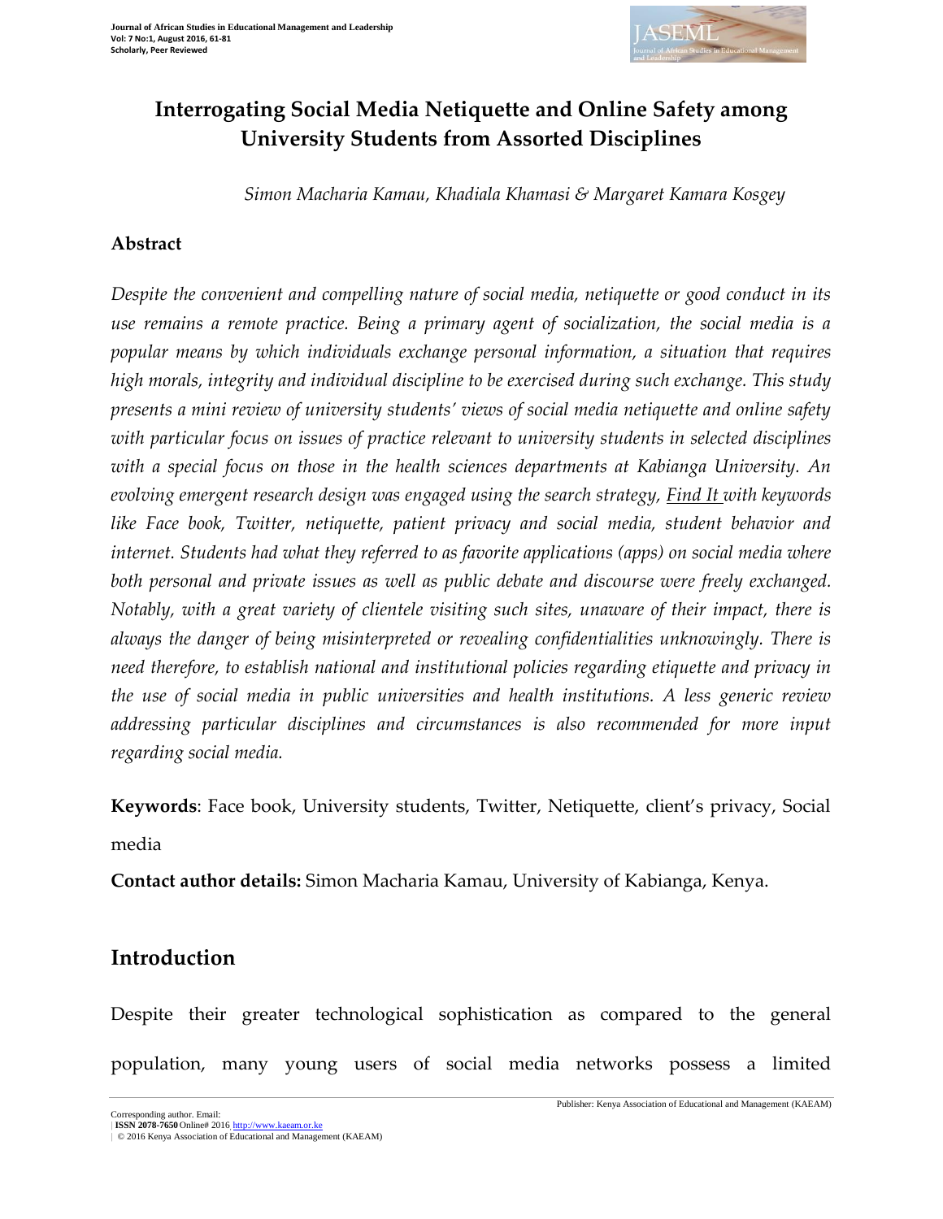# Interrogating Social Media Netiquette and Online Safety among University Students from Assorted Disciplines

*Simon Macharia Kamau, Khadiala Khamasi & Margaret Kamara Kosgey*

## Abstract

*Despite the convenient and compelling nature of social media, netiquette or good conduct in its use remains a remote practice. Being a primary agent of socialization, the social media is a popular means by which individuals exchange personal information, a situation that requires high morals, integrity and individual discipline to be exercised during such exchange. This study presents a mini review of university students' views of social media netiquette and online safety with particular focus on issues of practice relevant to university students in selected disciplines with a special focus on those in the health sciences departments at Kabianga University. An evolving emergent research design was engaged using the search strategy, Find It with keywords like Face book, Twitter, netiquette, patient privacy and social media, student behavior and internet. Students had what they referred to as favorite applications (apps) on social media where both personal and private issues as well as public debate and discourse were freely exchanged. Notably, with a great variety of clientele visiting such sites, unaware of their impact, there is always the danger of being misinterpreted or revealing confidentialities unknowingly. There is need therefore, to establish national and institutional policies regarding etiquette and privacy in the use of social media in public universities and health institutions. A less generic review addressing particular disciplines and circumstances is also recommended for more input regarding social media.*

**Keywords**: Face book, University students, Twitter, Netiquette, client's privacy, Social media

**Contact author details:** Simon Macharia Kamau, University of Kabianga, Kenya.

## Introduction

Despite their greater technological sophistication as compared to the general population, many young users of social media networks possess a limited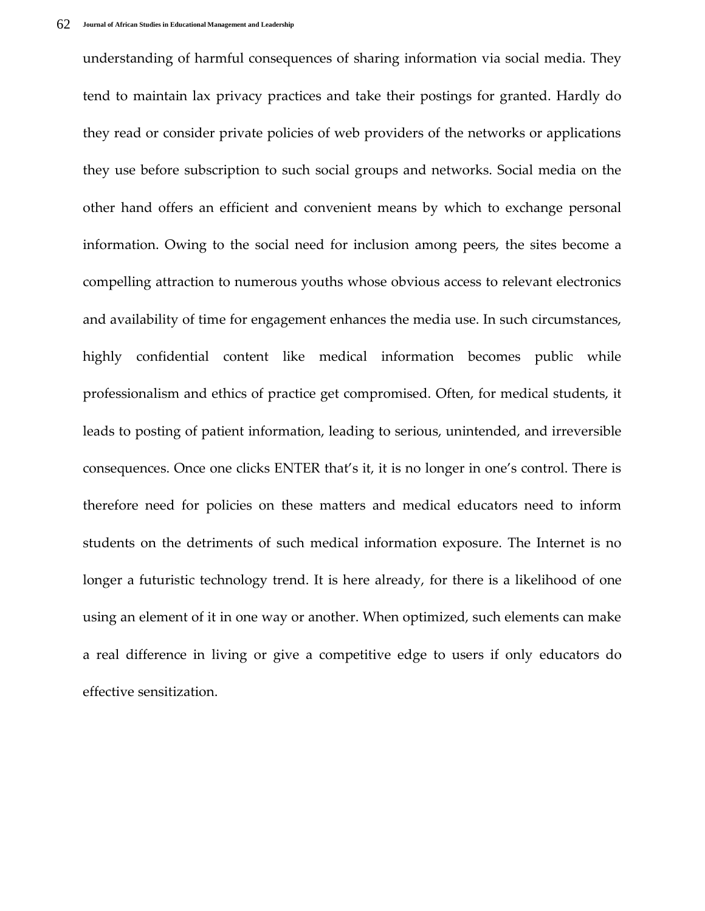understanding of harmful consequences of sharing information via social media. They tend to maintain lax privacy practices and take their postings for granted. Hardly do they read or consider private policies of web providers of the networks or applications they use before subscription to such social groups and networks. Social media on the other hand offers an efficient and convenient means by which to exchange personal information. Owing to the social need for inclusion among peers, the sites become a compelling attraction to numerous youths whose obvious access to relevant electronics and availability of time for engagement enhances the media use. In such circumstances, highly confidential content like medical information becomes public while professionalism and ethics of practice get compromised. Often, for medical students, it leads to posting of patient information, leading to serious, unintended, and irreversible consequences. Once one clicks ENTER that's it, it is no longer in one's control. There is therefore need for policies on these matters and medical educators need to inform students on the detriments of such medical information exposure. The Internet is no longer a futuristic technology trend. It is here already, for there is a likelihood of one using an element of it in one way or another. When optimized, such elements can make a real difference in living or give a competitive edge to users if only educators do effective sensitization.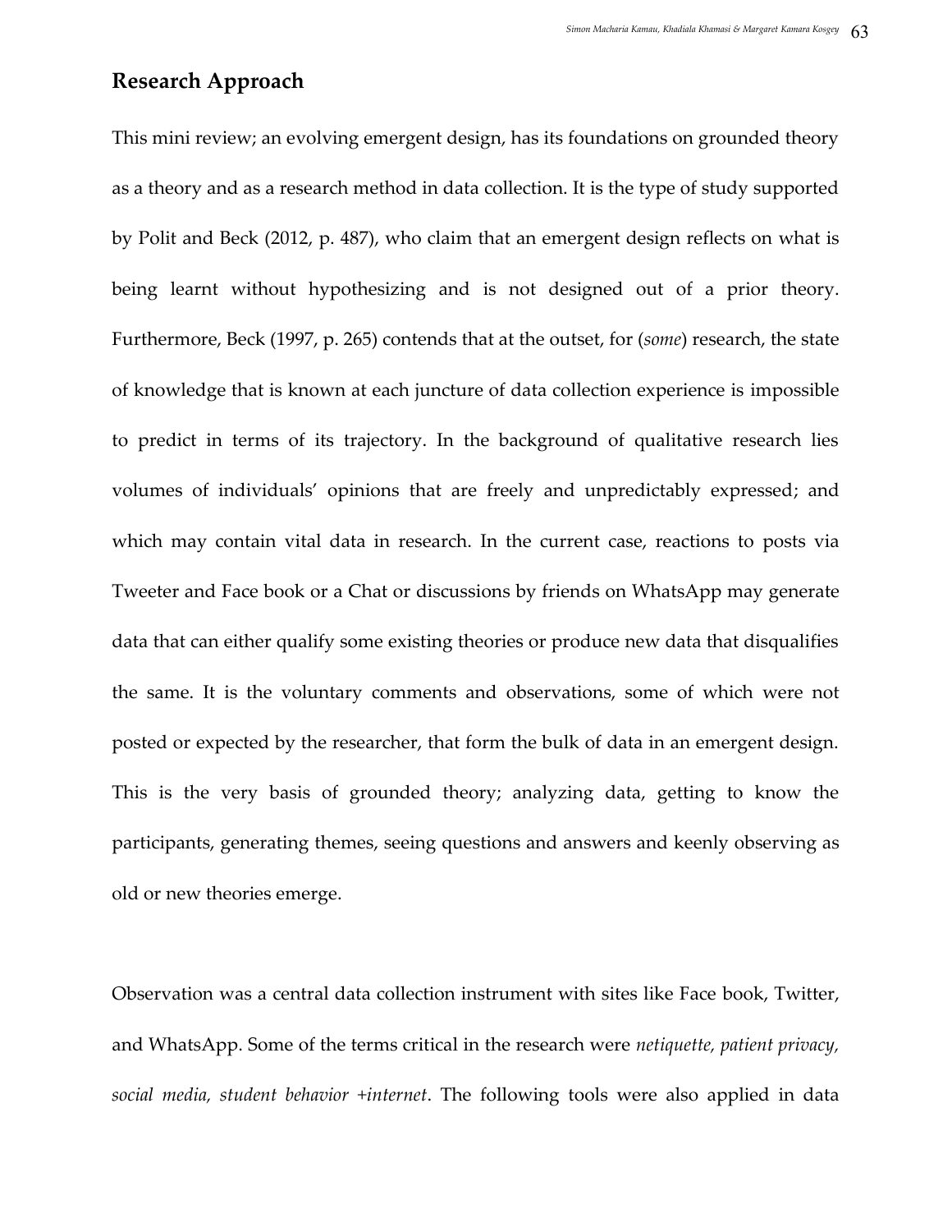## Research Approach

This mini review; an evolving emergent design, has its foundations on grounded theory as a theory and as a research method in data collection. It is the type of study supported by Polit and Beck (2012, p. 487), who claim that an emergent design reflects on what is being learnt without hypothesizing and is not designed out of a prior theory. Furthermore, Beck (1997, p. 265) contends that at the outset, for (*some*) research, the state of knowledge that is known at each juncture of data collection experience is impossible to predict in terms of its trajectory. In the background of qualitative research lies volumes of individuals' opinions that are freely and unpredictably expressed; and which may contain vital data in research. In the current case, reactions to posts via Tweeter and Face book or a Chat or discussions by friends on WhatsApp may generate data that can either qualify some existing theories or produce new data that disqualifies the same. It is the voluntary comments and observations, some of which were not posted or expected by the researcher, that form the bulk of data in an emergent design. This is the very basis of grounded theory; analyzing data, getting to know the participants, generating themes, seeing questions and answers and keenly observing as old or new theories emerge.

Observation was a central data collection instrument with sites like Face book, Twitter, and WhatsApp. Some of the terms critical in the research were *netiquette, patient privacy, social media, student behavior +internet*. The following tools were also applied in data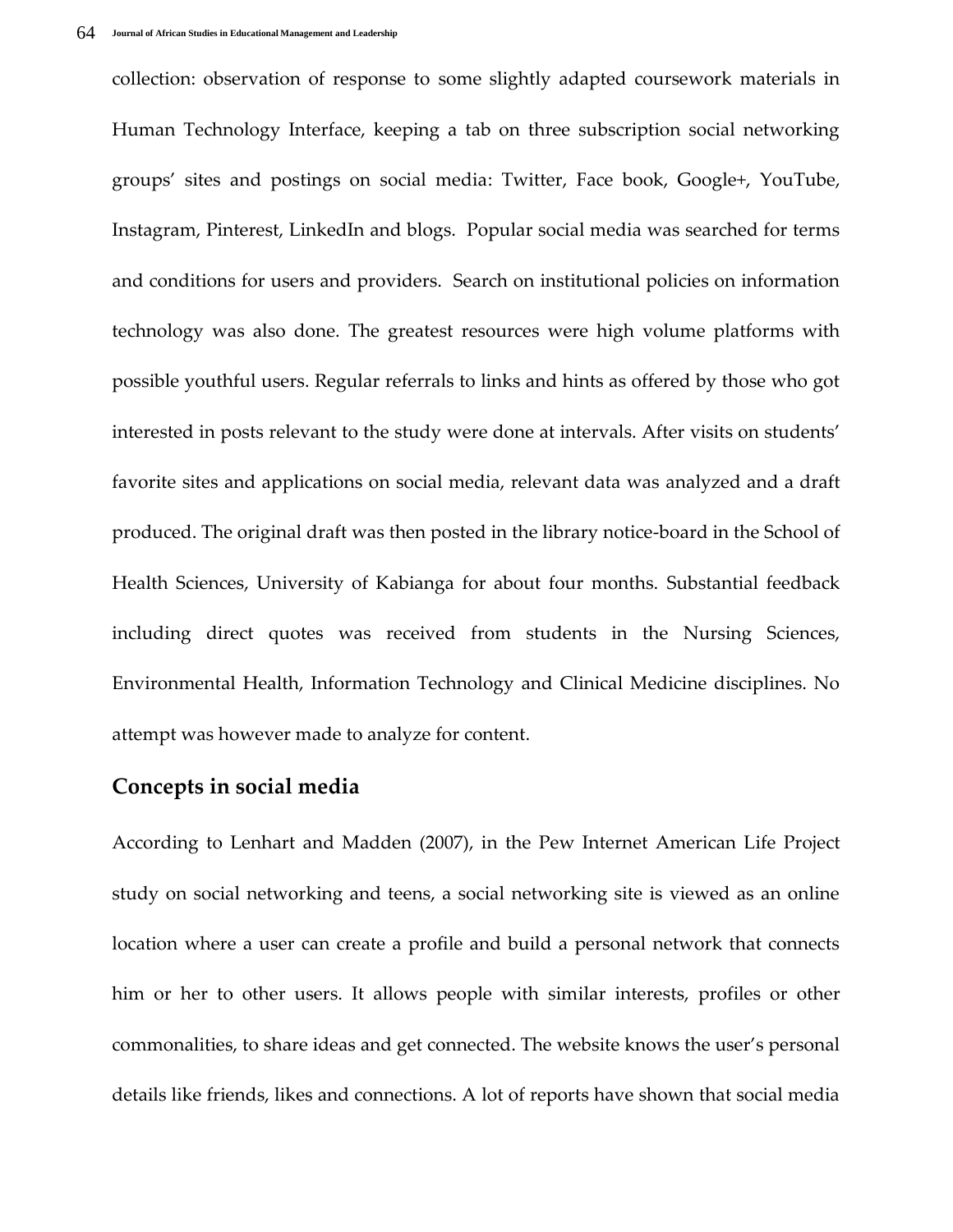collection: observation of response to some slightly adapted coursework materials in Human Technology Interface, keeping a tab on three subscription social networking groups' sites and postings on social media: Twitter, Face book, Google+, YouTube, Instagram, Pinterest, LinkedIn and blogs. Popular social media was searched for terms and conditions for users and providers. Search on institutional policies on information technology was also done. The greatest resources were high volume platforms with possible youthful users. Regular referrals to links and hints as offered by those who got interested in posts relevant to the study were done at intervals. After visits on students' favorite sites and applications on social media, relevant data was analyzed and a draft produced. The original draft was then posted in the library notice-board in the School of Health Sciences, University of Kabianga for about four months. Substantial feedback including direct quotes was received from students in the Nursing Sciences, Environmental Health, Information Technology and Clinical Medicine disciplines. No attempt was however made to analyze for content.

## Concepts in social media

According to Lenhart and Madden (2007), in the Pew Internet American Life Project study on social networking and teens, a social networking site is viewed as an online location where a user can create a profile and build a personal network that connects him or her to other users. It allows people with similar interests, profiles or other commonalities, to share ideas and get connected. The website knows the user's personal details like friends, likes and connections. A lot of reports have shown that social media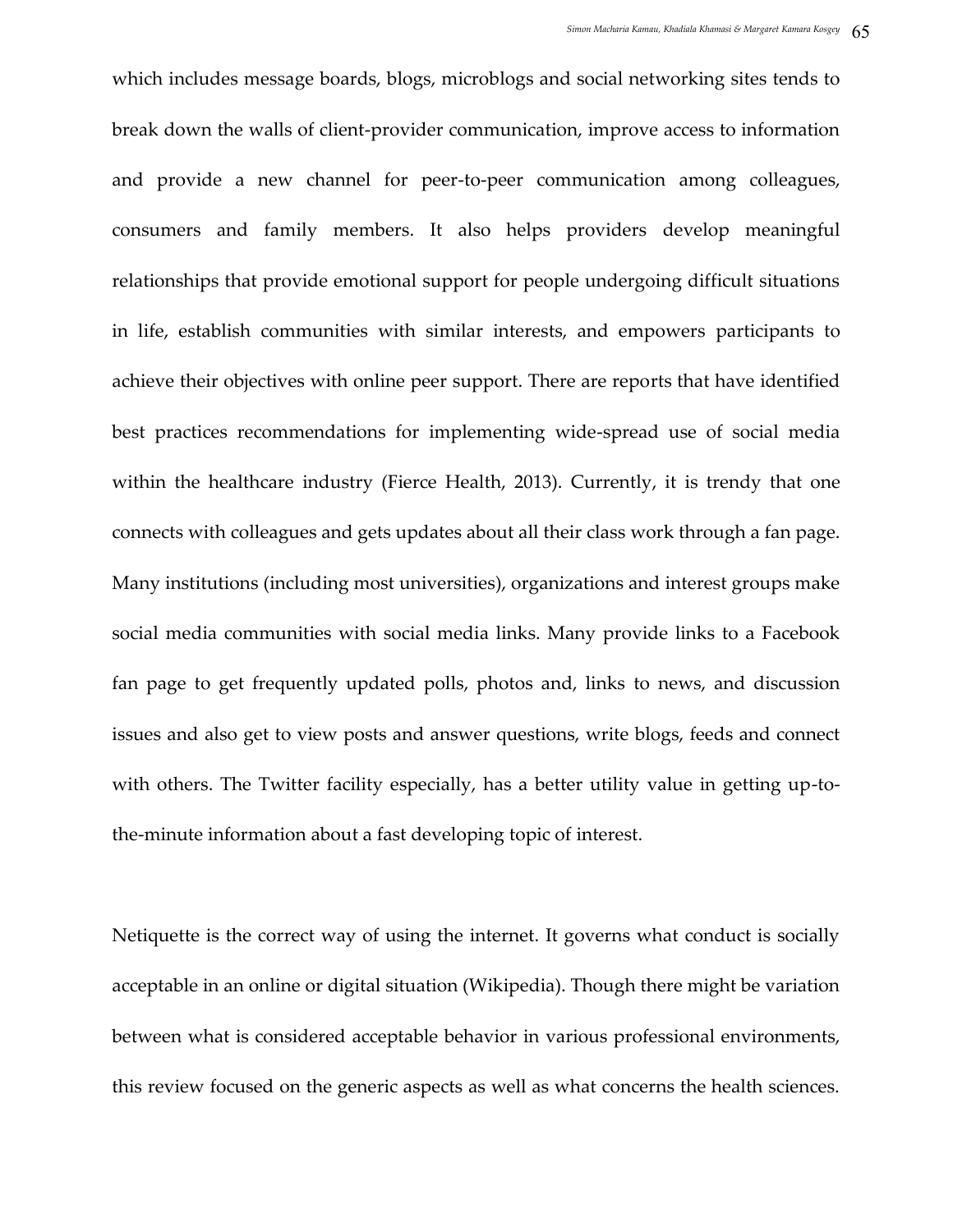which includes message boards, blogs, microblogs and social networking sites tends to break down the walls of client-provider communication, improve access to information and provide a new channel for peer-to-peer communication among colleagues, consumers and family members. It also helps providers develop meaningful relationships that provide emotional support for people undergoing difficult situations in life, establish communities with similar interests, and empowers participants to achieve their objectives with online peer support. There are reports that have identified best practices recommendations for implementing wide-spread use of social media within the healthcare industry (Fierce Health, 2013). Currently, it is trendy that one connects with colleagues and gets updates about all their class work through a fan page. Many institutions (including most universities), organizations and interest groups make social media communities with social media links. Many provide links to a Facebook fan page to get frequently updated polls, photos and, links to news, and discussion issues and also get to view posts and answer questions, write blogs, feeds and connect with others. The Twitter facility especially, has a better utility value in getting up-to-the-minute information about a fast developing topic of interest.

Netiquette is the correct way of using the internet. It governs what conduct is socially acceptable in an online or digital situation (Wikipedia). Though there might be variation between what is considered acceptable behavior in various professional environments, this review focused on the generic aspects as well as what concerns the health sciences.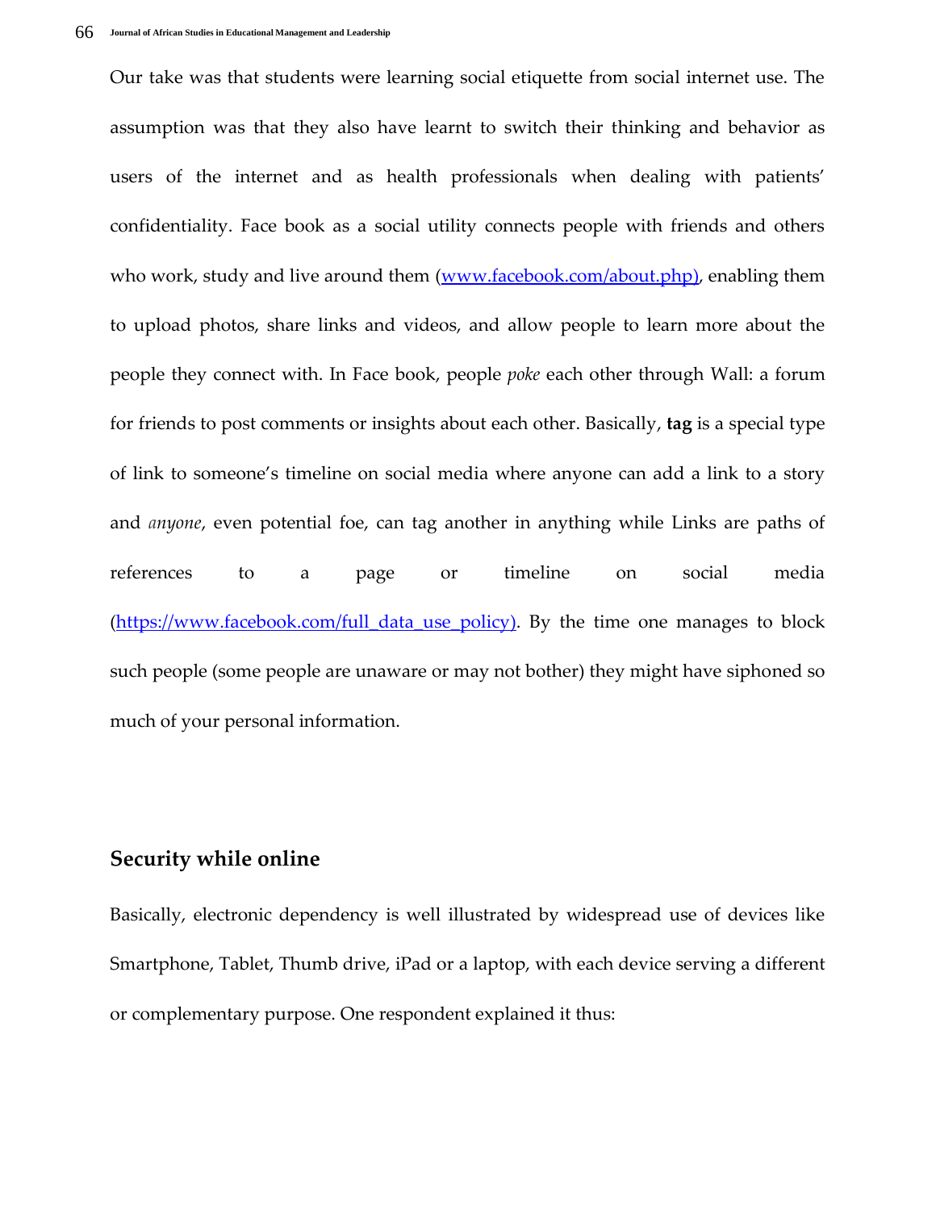Our take was that students were learning social etiquette from social internet use. The assumption was that they also have learnt to switch their thinking and behavior as users of the internet and as health professionals when dealing with patients' confidentiality. Face book as a social utility connects people with friends and others who work, study and live around them (www.facebook.com/about.php), enabling them to upload photos, share links and videos, and allow people to learn more about the people they connect with. In Face book, people *poke* each other through Wall: a forum for friends to post comments or insights about each other. Basically, **tag** is a special type of link to someone's timeline on social media where anyone can add a link to a story and *anyone*, even potential foe, can tag another in anything while Links are paths of references to a page or timeline on social media (https://www.facebook.com/full_data_use_policy). By the time one manages to block such people (some people are unaware or may not bother) they might have siphoned so much of your personal information.

## Security while online

Basically, electronic dependency is well illustrated by widespread use of devices like Smartphone, Tablet, Thumb drive, iPad or a laptop, with each device serving a different or complementary purpose. One respondent explained it thus: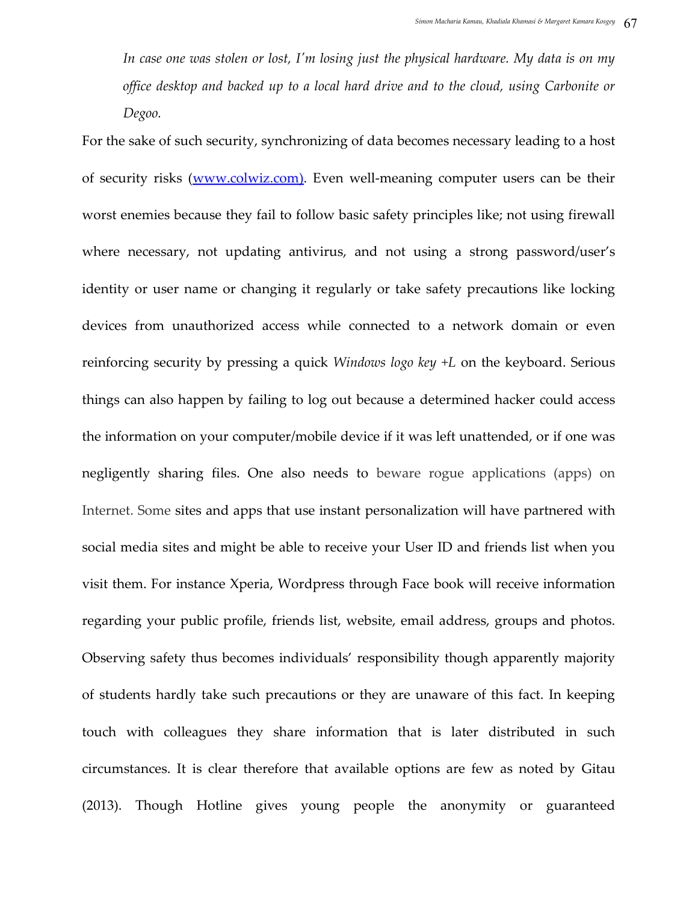> *In case one was stolen or lost, I'm losing just the physical hardware. My data is on my office desktop and backed up to a local hard drive and to the cloud, using Carbonite or Degoo.*

For the sake of such security, synchronizing of data becomes necessary leading to a host of security risks (www.colwiz.com). Even well-meaning computer users can be their worst enemies because they fail to follow basic safety principles like; not using firewall where necessary, not updating antivirus, and not using a strong password/user's identity or user name or changing it regularly or take safety precautions like locking devices from unauthorized access while connected to a network domain or even reinforcing security by pressing a quick *Windows logo key +L* on the keyboard. Serious things can also happen by failing to log out because a determined hacker could access the information on your computer/mobile device if it was left unattended, or if one was negligently sharing files. One also needs to beware rogue applications (apps) on Internet. Some sites and apps that use instant personalization will have partnered with social media sites and might be able to receive your User ID and friends list when you visit them. For instance Xperia, Wordpress through Face book will receive information regarding your public profile, friends list, website, email address, groups and photos. Observing safety thus becomes individuals' responsibility though apparently majority of students hardly take such precautions or they are unaware of this fact. In keeping touch with colleagues they share information that is later distributed in such circumstances. It is clear therefore that available options are few as noted by Gitau (2013). Though Hotline gives young people the anonymity or guaranteed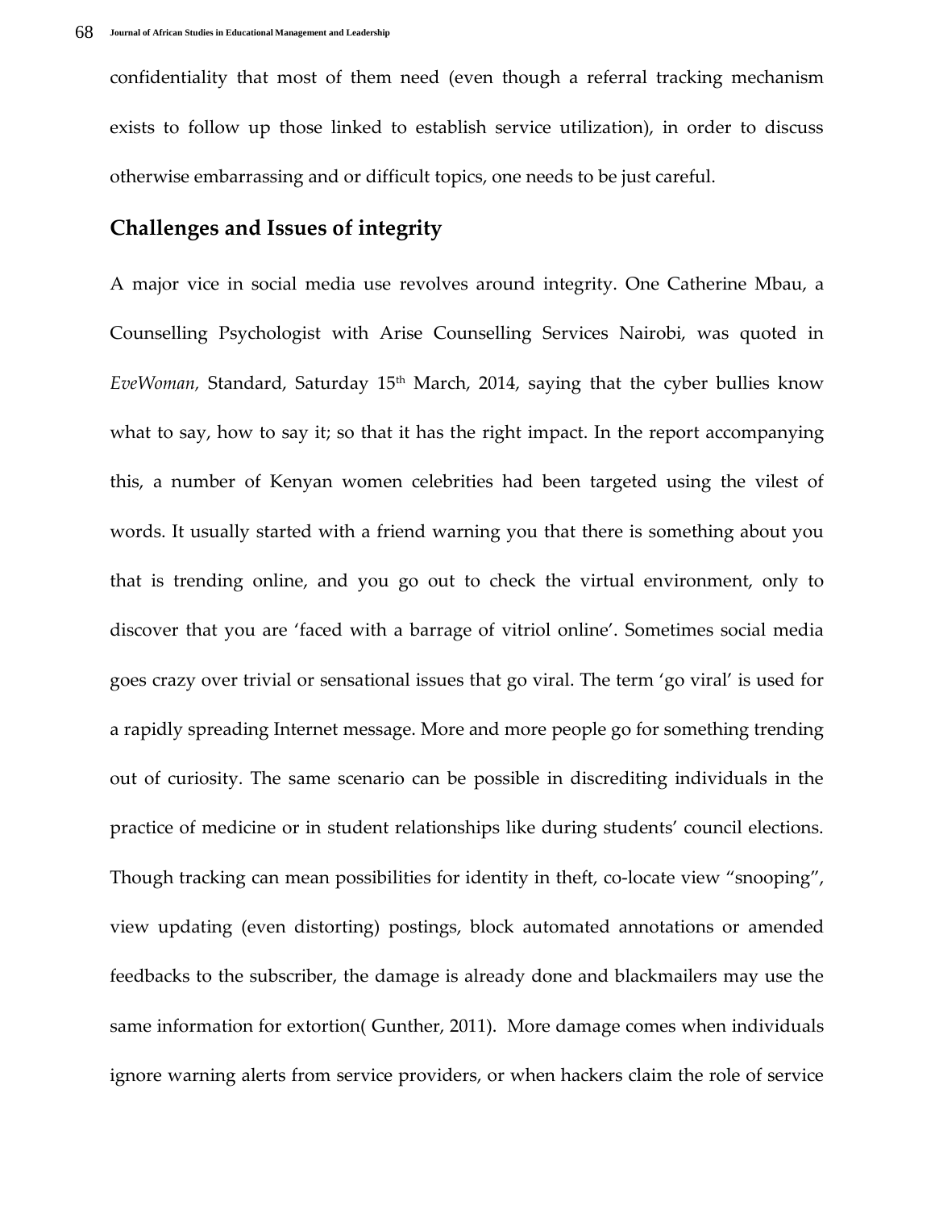confidentiality that most of them need (even though a referral tracking mechanism exists to follow up those linked to establish service utilization), in order to discuss otherwise embarrassing and or difficult topics, one needs to be just careful.

## Challenges and Issues of integrity

A major vice in social media use revolves around integrity. One Catherine Mbau, a Counselling Psychologist with Arise Counselling Services Nairobi, was quoted in *EveWoman,* Standard, Saturday 15th March, 2014, saying that the cyber bullies know what to say, how to say it; so that it has the right impact. In the report accompanying this, a number of Kenyan women celebrities had been targeted using the vilest of words. It usually started with a friend warning you that there is something about you that is trending online, and you go out to check the virtual environment, only to discover that you are 'faced with a barrage of vitriol online'. Sometimes social media goes crazy over trivial or sensational issues that go viral. The term 'go viral' is used for a rapidly spreading Internet message. More and more people go for something trending out of curiosity. The same scenario can be possible in discrediting individuals in the practice of medicine or in student relationships like during students' council elections. Though tracking can mean possibilities for identity in theft, co-locate view "snooping", view updating (even distorting) postings, block automated annotations or amended feedbacks to the subscriber, the damage is already done and blackmailers may use the same information for extortion( Gunther, 2011). More damage comes when individuals ignore warning alerts from service providers, or when hackers claim the role of service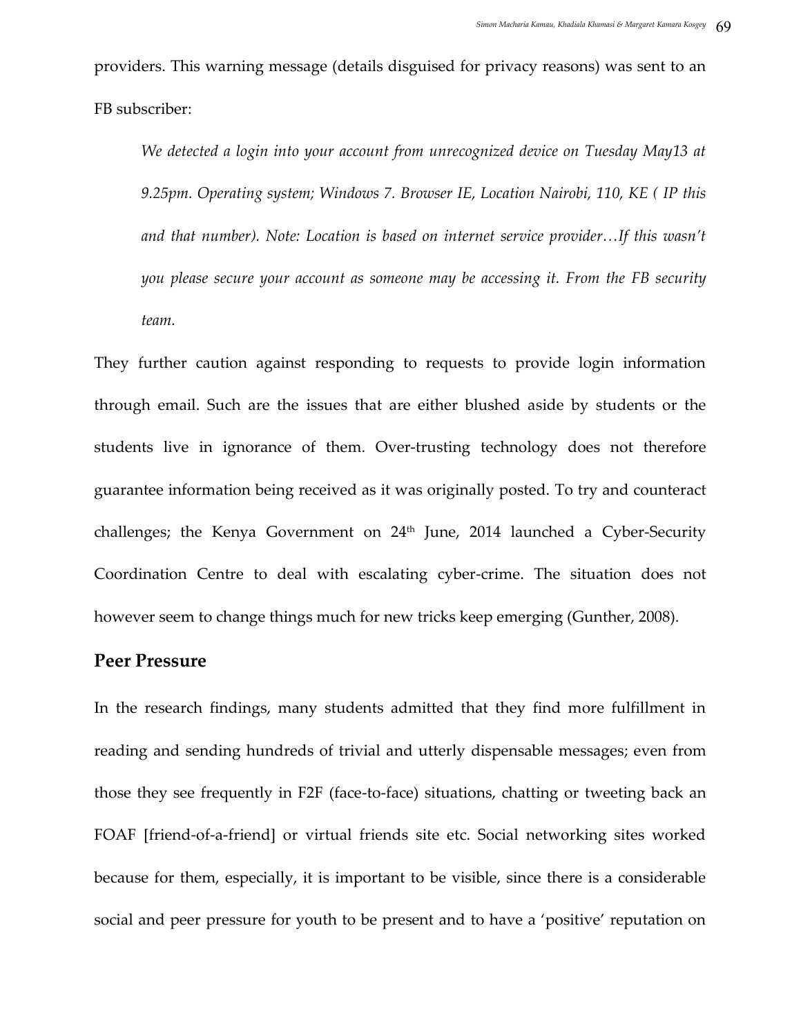providers. This warning message (details disguised for privacy reasons) was sent to an FB subscriber:

> *We detected a login into your account from unrecognized device on Tuesday May13 at 9.25pm. Operating system; Windows 7. Browser IE, Location Nairobi, 110, KE ( IP this and that number). Note: Location is based on internet service provider…If this wasn't you please secure your account as someone may be accessing it. From the FB security team.*

They further caution against responding to requests to provide login information through email. Such are the issues that are either blushed aside by students or the students live in ignorance of them. Over-trusting technology does not therefore guarantee information being received as it was originally posted. To try and counteract challenges; the Kenya Government on 24th June, 2014 launched a Cyber-Security Coordination Centre to deal with escalating cyber-crime. The situation does not however seem to change things much for new tricks keep emerging (Gunther, 2008).

## Peer Pressure

In the research findings, many students admitted that they find more fulfillment in reading and sending hundreds of trivial and utterly dispensable messages; even from those they see frequently in F2F (face-to-face) situations, chatting or tweeting back an FOAF [friend-of-a-friend] or virtual friends site etc. Social networking sites worked because for them, especially, it is important to be visible, since there is a considerable social and peer pressure for youth to be present and to have a 'positive' reputation on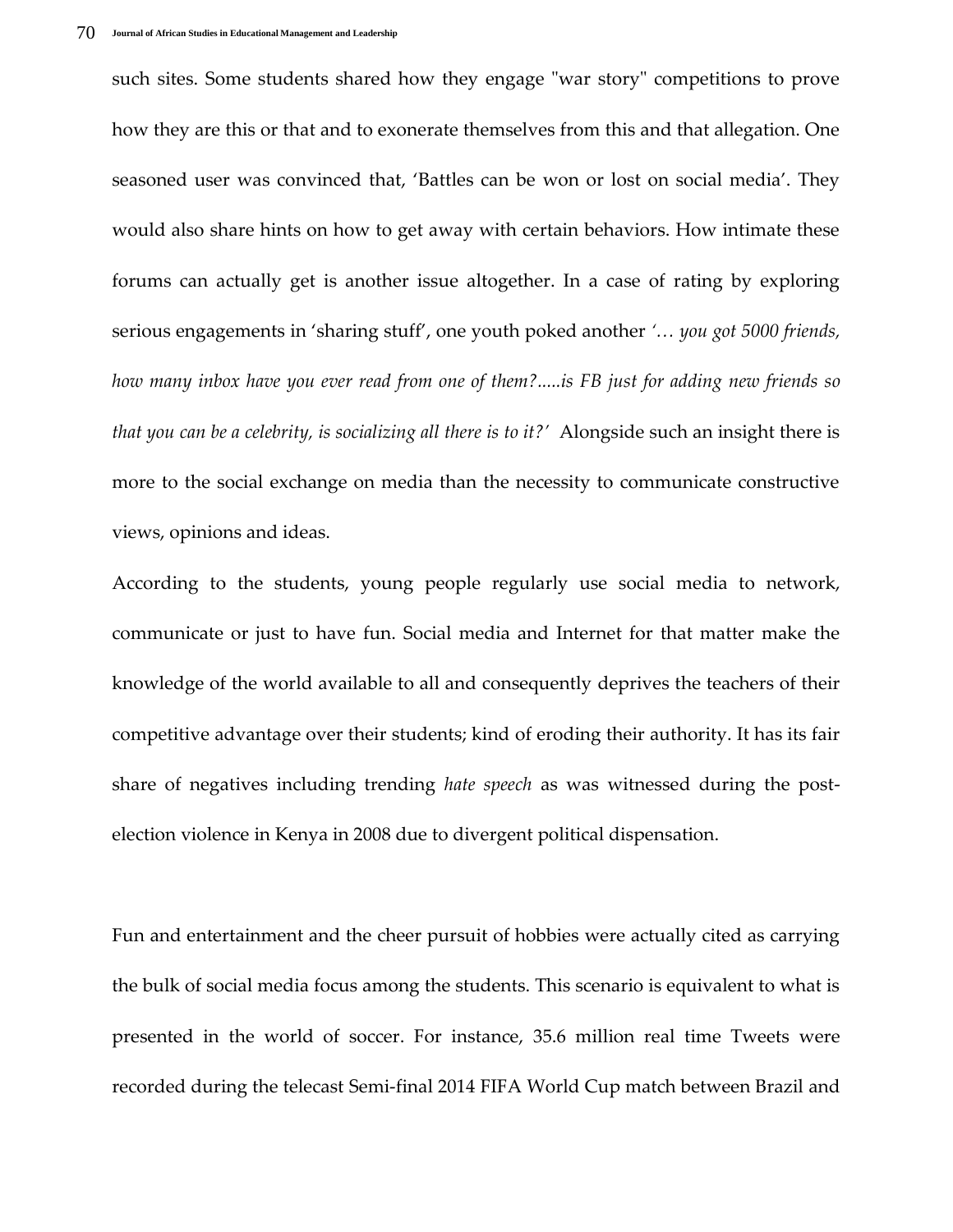such sites. Some students shared how they engage "war story" competitions to prove how they are this or that and to exonerate themselves from this and that allegation. One seasoned user was convinced that, 'Battles can be won or lost on social media'. They would also share hints on how to get away with certain behaviors. How intimate these forums can actually get is another issue altogether. In a case of rating by exploring serious engagements in 'sharing stuff', one youth poked another *'… you got 5000 friends, how many inbox have you ever read from one of them?.....is FB just for adding new friends so that you can be a celebrity, is socializing all there is to it?'* Alongside such an insight there is more to the social exchange on media than the necessity to communicate constructive views, opinions and ideas.

According to the students, young people regularly use social media to network, communicate or just to have fun. Social media and Internet for that matter make the knowledge of the world available to all and consequently deprives the teachers of their competitive advantage over their students; kind of eroding their authority. It has its fair share of negatives including trending *hate speech* as was witnessed during the post-election violence in Kenya in 2008 due to divergent political dispensation.

Fun and entertainment and the cheer pursuit of hobbies were actually cited as carrying the bulk of social media focus among the students. This scenario is equivalent to what is presented in the world of soccer. For instance, 35.6 million real time Tweets were recorded during the telecast Semi-final 2014 FIFA World Cup match between Brazil and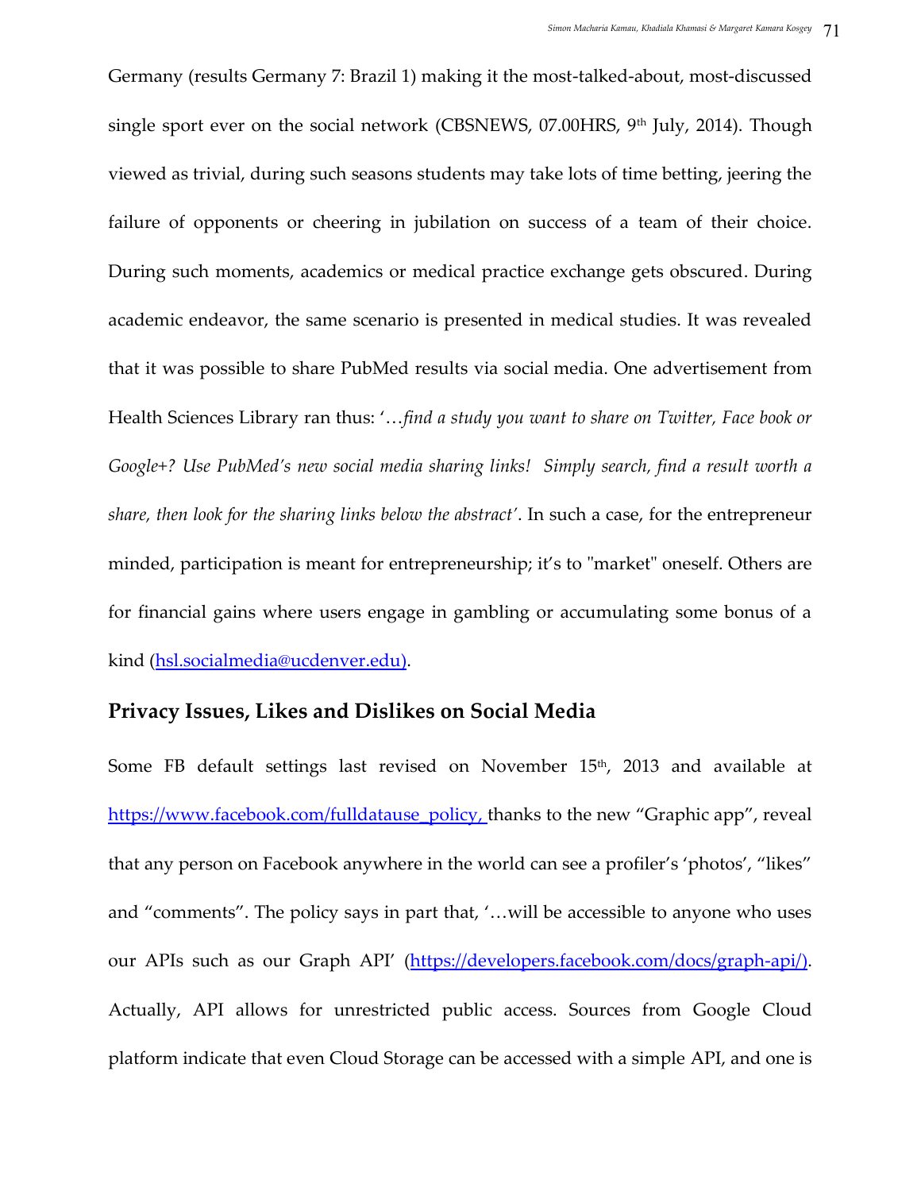Germany (results Germany 7: Brazil 1) making it the most-talked-about, most-discussed single sport ever on the social network (CBSNEWS, 07.00HRS, 9th July, 2014). Though viewed as trivial, during such seasons students may take lots of time betting, jeering the failure of opponents or cheering in jubilation on success of a team of their choice. During such moments, academics or medical practice exchange gets obscured. During academic endeavor, the same scenario is presented in medical studies. It was revealed that it was possible to share PubMed results via social media. One advertisement from Health Sciences Library ran thus: '…*find a study you want to share on Twitter, Face book or Google+? Use PubMed's new social media sharing links! Simply search, find a result worth a share, then look for the sharing links below the abstract'*. In such a case, for the entrepreneur minded, participation is meant for entrepreneurship; it's to "market" oneself. Others are for financial gains where users engage in gambling or accumulating some bonus of a kind (hsl.socialmedia@ucdenver.edu).

## Privacy Issues, Likes and Dislikes on Social Media

Some FB default settings last revised on November 15th, 2013 and available at https://www.facebook.com/fulldatause_policy, thanks to the new "Graphic app", reveal that any person on Facebook anywhere in the world can see a profiler's 'photos', "likes" and "comments". The policy says in part that, '…will be accessible to anyone who uses our APIs such as our Graph API' (https://developers.facebook.com/docs/graph-api/). Actually, API allows for unrestricted public access. Sources from Google Cloud platform indicate that even Cloud Storage can be accessed with a simple API, and one is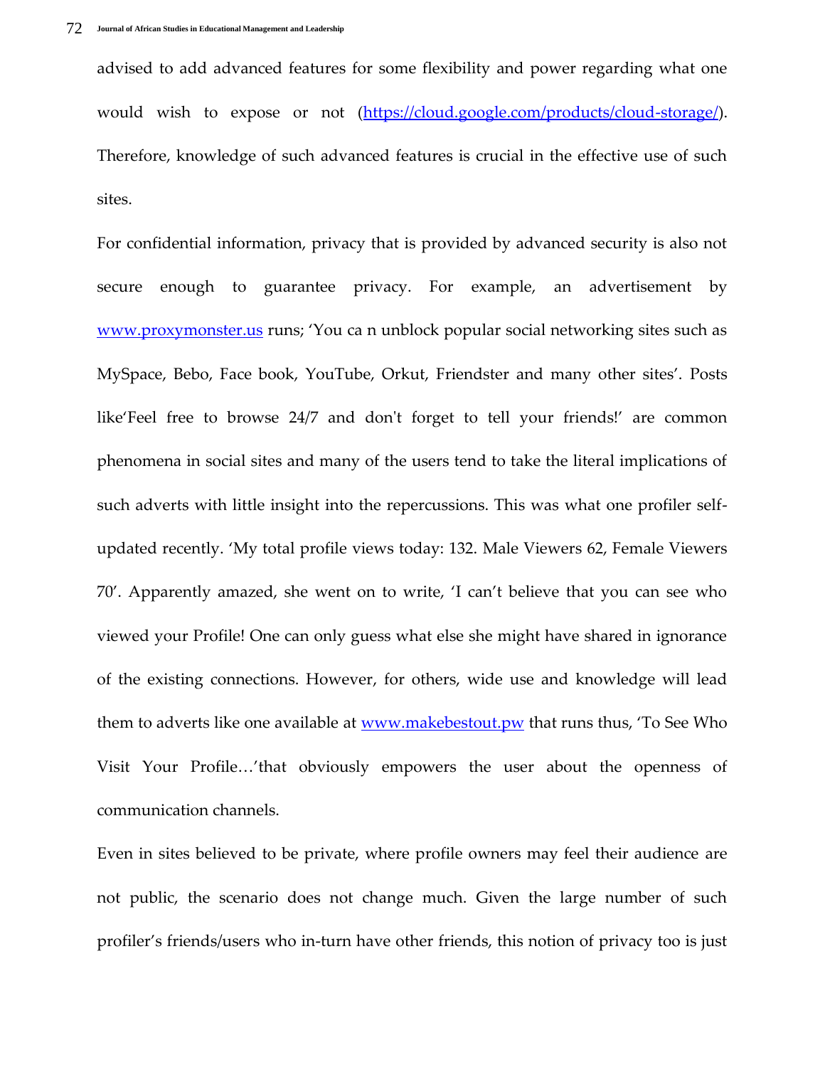advised to add advanced features for some flexibility and power regarding what one would wish to expose or not (https://cloud.google.com/products/cloud-storage/). Therefore, knowledge of such advanced features is crucial in the effective use of such sites.

For confidential information, privacy that is provided by advanced security is also not secure enough to guarantee privacy. For example, an advertisement by www.proxymonster.us runs; 'You ca n unblock popular social networking sites such as MySpace, Bebo, Face book, YouTube, Orkut, Friendster and many other sites'. Posts like'Feel free to browse 24/7 and don't forget to tell your friends!' are common phenomena in social sites and many of the users tend to take the literal implications of such adverts with little insight into the repercussions. This was what one profiler self-updated recently. 'My total profile views today: 132. Male Viewers 62, Female Viewers 70'. Apparently amazed, she went on to write, 'I can't believe that you can see who viewed your Profile! One can only guess what else she might have shared in ignorance of the existing connections. However, for others, wide use and knowledge will lead them to adverts like one available at www.makebestout.pw that runs thus, 'To See Who Visit Your Profile…'that obviously empowers the user about the openness of communication channels.

Even in sites believed to be private, where profile owners may feel their audience are not public, the scenario does not change much. Given the large number of such profiler's friends/users who in-turn have other friends, this notion of privacy too is just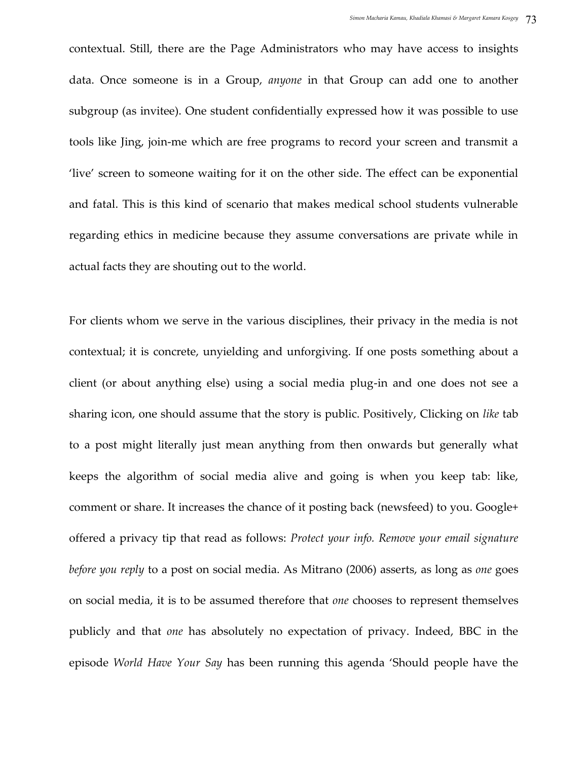contextual. Still, there are the Page Administrators who may have access to insights data. Once someone is in a Group, *anyone* in that Group can add one to another subgroup (as invitee). One student confidentially expressed how it was possible to use tools like Jing, join-me which are free programs to record your screen and transmit a 'live' screen to someone waiting for it on the other side. The effect can be exponential and fatal. This is this kind of scenario that makes medical school students vulnerable regarding ethics in medicine because they assume conversations are private while in actual facts they are shouting out to the world.

For clients whom we serve in the various disciplines, their privacy in the media is not contextual; it is concrete, unyielding and unforgiving. If one posts something about a client (or about anything else) using a social media plug-in and one does not see a sharing icon, one should assume that the story is public. Positively, Clicking on *like* tab to a post might literally just mean anything from then onwards but generally what keeps the algorithm of social media alive and going is when you keep tab: like, comment or share. It increases the chance of it posting back (newsfeed) to you. Google+ offered a privacy tip that read as follows: *Protect your info. Remove your email signature before you reply* to a post on social media. As Mitrano (2006) asserts, as long as *one* goes on social media, it is to be assumed therefore that *one* chooses to represent themselves publicly and that *one* has absolutely no expectation of privacy. Indeed, BBC in the episode *World Have Your Say* has been running this agenda 'Should people have the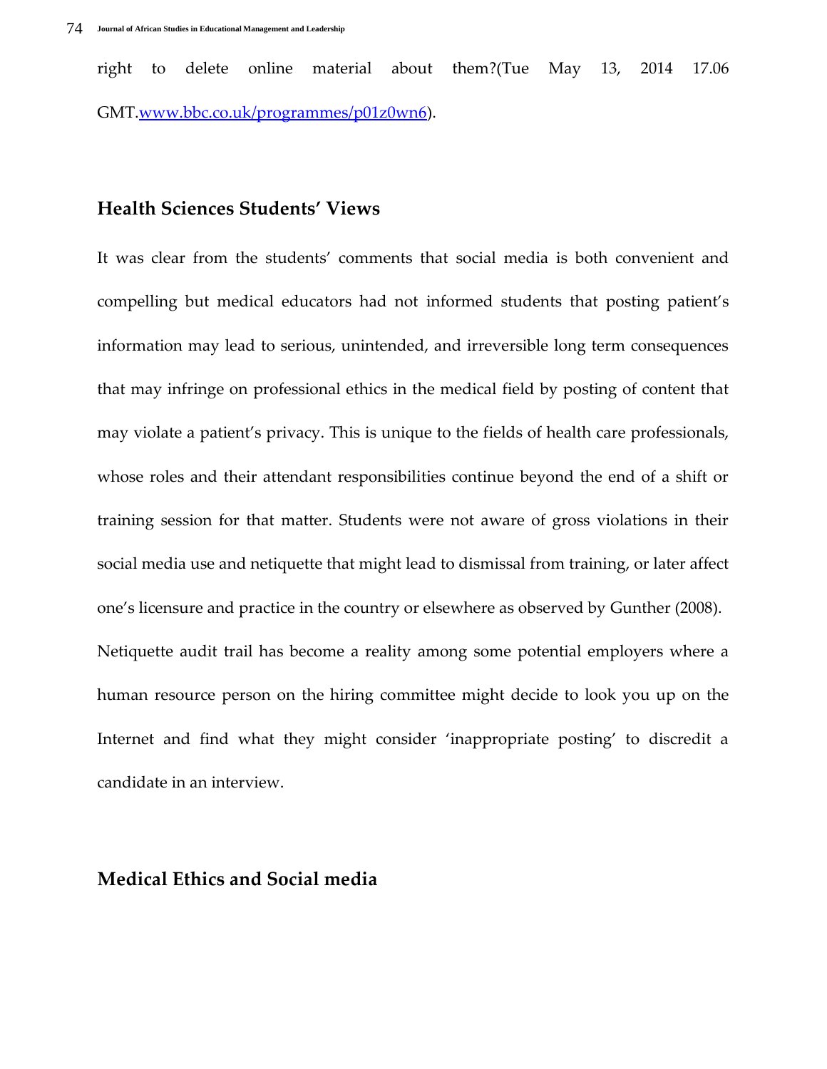right to delete online material about them?(Tue May 13, 2014 17.06 GMT.[www.bbc.co.uk/programmes/p01z0wn6](http://www.bbc.co.uk/programmes/p01z0wn6)).

## Health Sciences Students' Views

It was clear from the students' comments that social media is both convenient and compelling but medical educators had not informed students that posting patient's information may lead to serious, unintended, and irreversible long term consequences that may infringe on professional ethics in the medical field by posting of content that may violate a patient's privacy. This is unique to the fields of health care professionals, whose roles and their attendant responsibilities continue beyond the end of a shift or training session for that matter. Students were not aware of gross violations in their social media use and netiquette that might lead to dismissal from training, or later affect one's licensure and practice in the country or elsewhere as observed by Gunther (2008). Netiquette audit trail has become a reality among some potential employers where a human resource person on the hiring committee might decide to look you up on the Internet and find what they might consider 'inappropriate posting' to discredit a candidate in an interview.

## Medical Ethics and Social media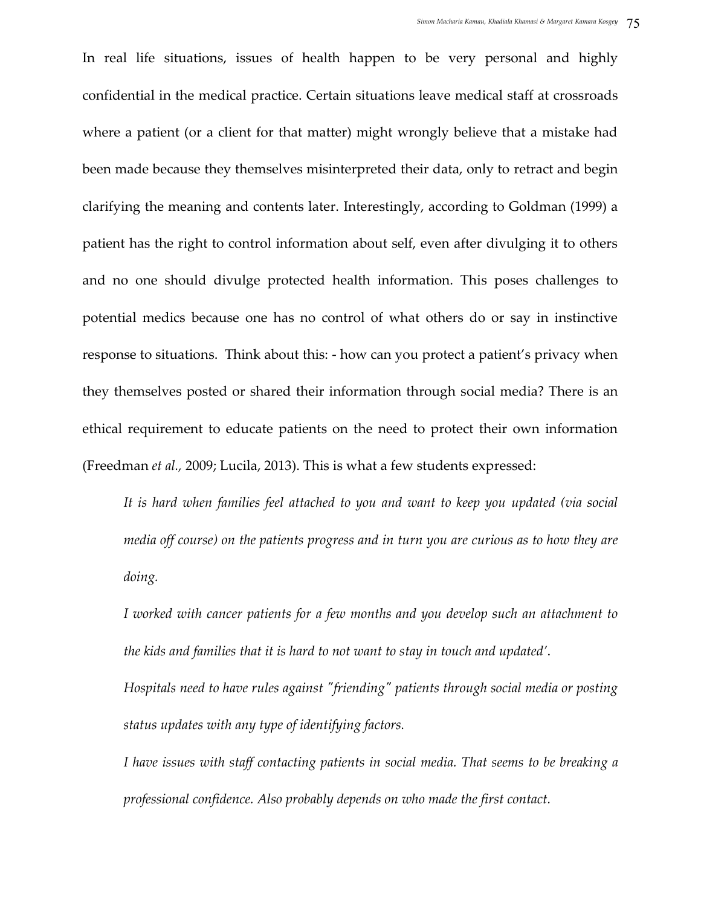In real life situations, issues of health happen to be very personal and highly confidential in the medical practice. Certain situations leave medical staff at crossroads where a patient (or a client for that matter) might wrongly believe that a mistake had been made because they themselves misinterpreted their data, only to retract and begin clarifying the meaning and contents later. Interestingly, according to Goldman (1999) a patient has the right to control information about self, even after divulging it to others and no one should divulge protected health information. This poses challenges to potential medics because one has no control of what others do or say in instinctive response to situations. Think about this: - how can you protect a patient's privacy when they themselves posted or shared their information through social media? There is an ethical requirement to educate patients on the need to protect their own information (Freedman *et al.,* 2009; Lucila, 2013). This is what a few students expressed:

> *It is hard when families feel attached to you and want to keep you updated (via social media off course) on the patients progress and in turn you are curious as to how they are doing.*
>
> *I worked with cancer patients for a few months and you develop such an attachment to the kids and families that it is hard to not want to stay in touch and updated'.*
>
> *Hospitals need to have rules against "friending" patients through social media or posting status updates with any type of identifying factors.*
>
> *I have issues with staff contacting patients in social media. That seems to be breaking a professional confidence. Also probably depends on who made the first contact.*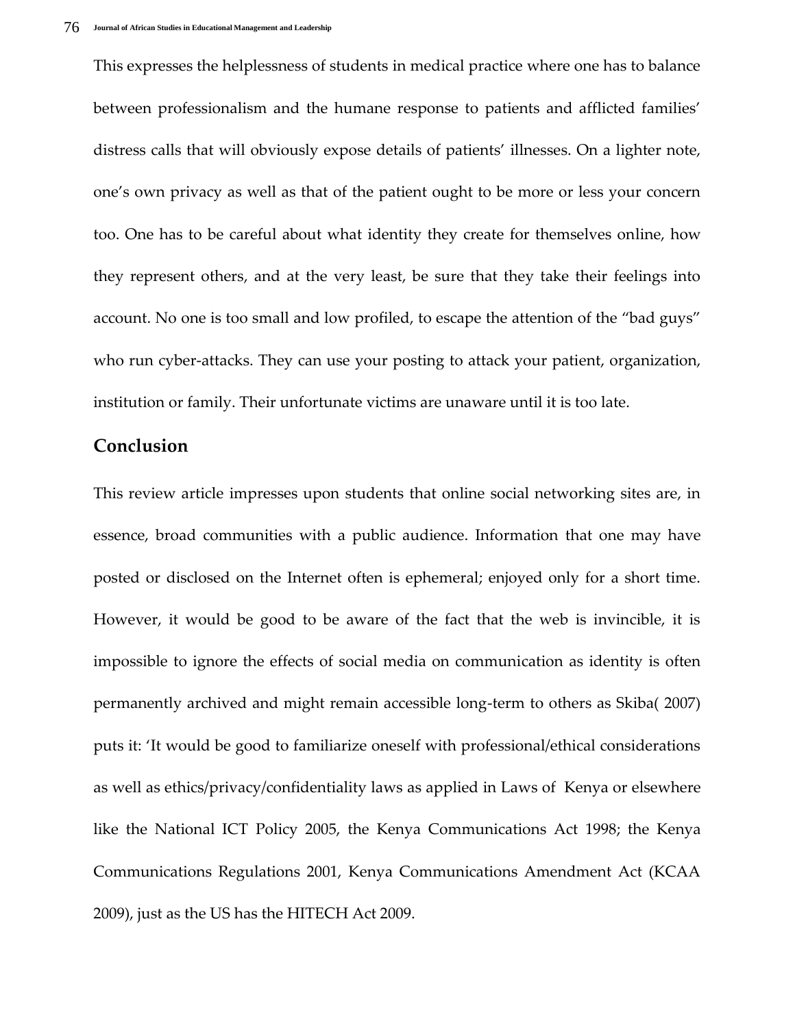This expresses the helplessness of students in medical practice where one has to balance between professionalism and the humane response to patients and afflicted families' distress calls that will obviously expose details of patients' illnesses. On a lighter note, one's own privacy as well as that of the patient ought to be more or less your concern too. One has to be careful about what identity they create for themselves online, how they represent others, and at the very least, be sure that they take their feelings into account. No one is too small and low profiled, to escape the attention of the "bad guys" who run cyber-attacks. They can use your posting to attack your patient, organization, institution or family. Their unfortunate victims are unaware until it is too late.

## Conclusion

This review article impresses upon students that online social networking sites are, in essence, broad communities with a public audience. Information that one may have posted or disclosed on the Internet often is ephemeral; enjoyed only for a short time. However, it would be good to be aware of the fact that the web is invincible, it is impossible to ignore the effects of social media on communication as identity is often permanently archived and might remain accessible long-term to others as Skiba( 2007) puts it: 'It would be good to familiarize oneself with professional/ethical considerations as well as ethics/privacy/confidentiality laws as applied in Laws of Kenya or elsewhere like the National ICT Policy 2005, the Kenya Communications Act 1998; the Kenya Communications Regulations 2001, Kenya Communications Amendment Act (KCAA 2009), just as the US has the HITECH Act 2009.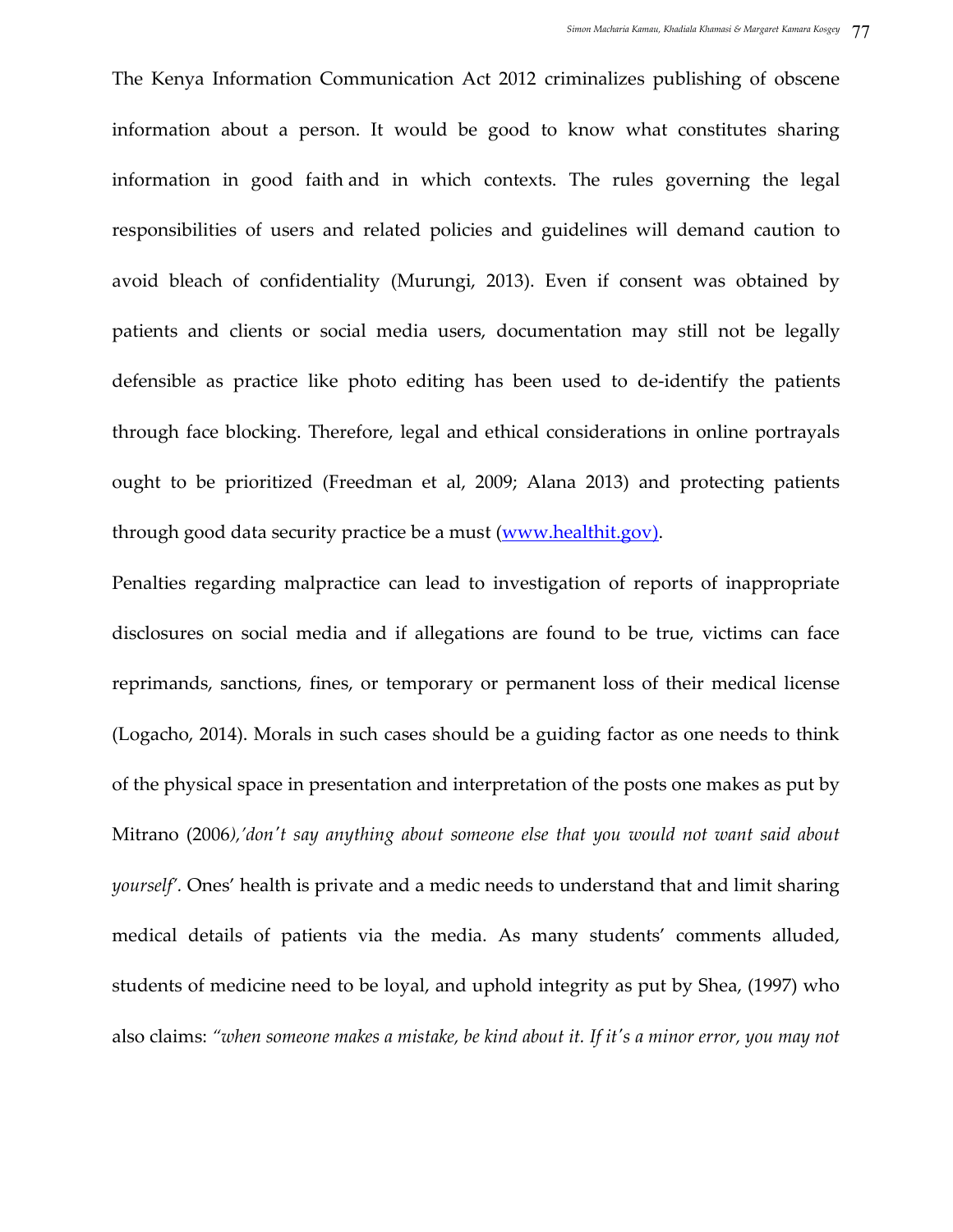The Kenya Information Communication Act 2012 criminalizes publishing of obscene information about a person. It would be good to know what constitutes sharing information in good faith and in which contexts. The rules governing the legal responsibilities of users and related policies and guidelines will demand caution to avoid bleach of confidentiality (Murungi, 2013). Even if consent was obtained by patients and clients or social media users, documentation may still not be legally defensible as practice like photo editing has been used to de-identify the patients through face blocking. Therefore, legal and ethical considerations in online portrayals ought to be prioritized (Freedman et al, 2009; Alana 2013) and protecting patients through good data security practice be a must (www.healthit.gov).

Penalties regarding malpractice can lead to investigation of reports of inappropriate disclosures on social media and if allegations are found to be true, victims can face reprimands, sanctions, fines, or temporary or permanent loss of their medical license (Logacho, 2014). Morals in such cases should be a guiding factor as one needs to think of the physical space in presentation and interpretation of the posts one makes as put by Mitrano (2006*),'don't say anything about someone else that you would not want said about yourself'*. Ones' health is private and a medic needs to understand that and limit sharing medical details of patients via the media. As many students' comments alluded, students of medicine need to be loyal, and uphold integrity as put by Shea, (1997) who also claims: *"when someone makes a mistake, be kind about it. If it's a minor error, you may not*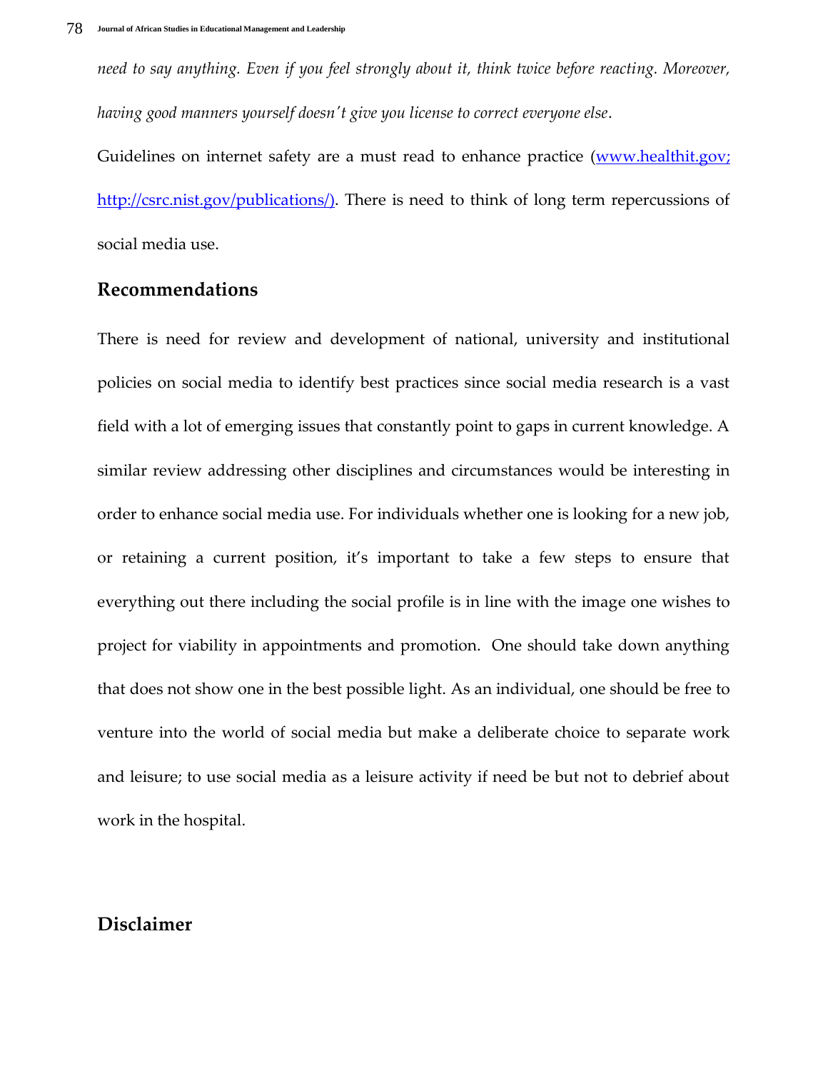*need to say anything. Even if you feel strongly about it, think twice before reacting. Moreover, having good manners yourself doesn't give you license to correct everyone else*.

Guidelines on internet safety are a must read to enhance practice (www.healthit.gov; http://csrc.nist.gov/publications/). There is need to think of long term repercussions of social media use.

## Recommendations

There is need for review and development of national, university and institutional policies on social media to identify best practices since social media research is a vast field with a lot of emerging issues that constantly point to gaps in current knowledge. A similar review addressing other disciplines and circumstances would be interesting in order to enhance social media use. For individuals whether one is looking for a new job, or retaining a current position, it's important to take a few steps to ensure that everything out there including the social profile is in line with the image one wishes to project for viability in appointments and promotion. One should take down anything that does not show one in the best possible light. As an individual, one should be free to venture into the world of social media but make a deliberate choice to separate work and leisure; to use social media as a leisure activity if need be but not to debrief about work in the hospital.

## Disclaimer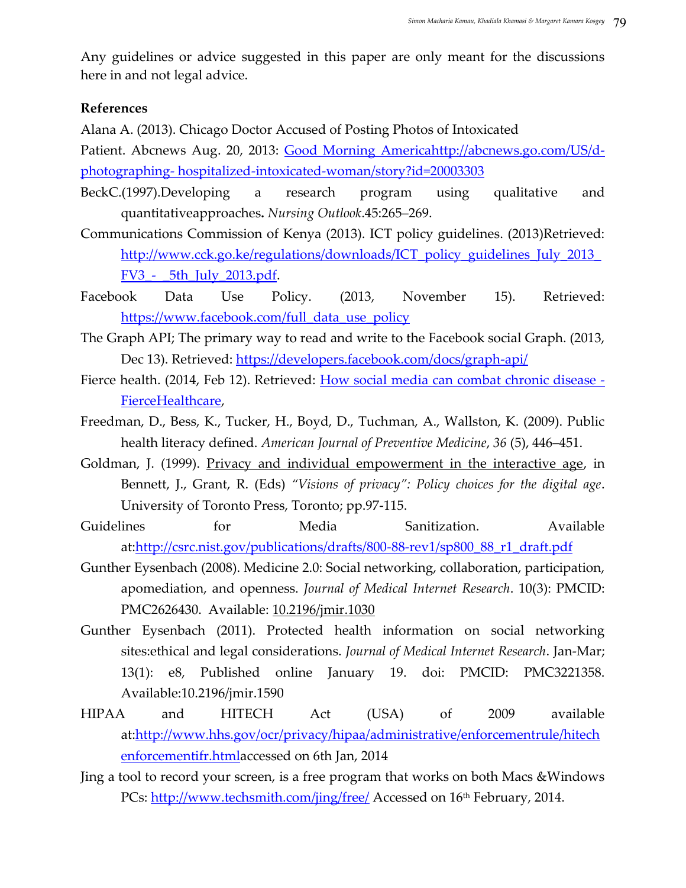Any guidelines or advice suggested in this paper are only meant for the discussions here in and not legal advice.

**References**

Alana A. (2013). Chicago Doctor Accused of Posting Photos of Intoxicated Patient. Abcnews Aug. 20, 2013: Good Morning Americahttp://abcnews.go.com/US/d-photographing- hospitalized-intoxicated-woman/story?id=20003303

BeckC.(1997).Developing a research program using qualitative and quantitativeapproaches**.** *Nursing Outlook*.45:265–269.

Communications Commission of Kenya (2013). ICT policy guidelines. (2013)Retrieved: http://www.cck.go.ke/regulations/downloads/ICT_policy_guidelines_July_2013_FV3_-_5th_July_2013.pdf.

Facebook Data Use Policy. (2013, November 15). Retrieved: https://www.facebook.com/full_data_use_policy

The Graph API; The primary way to read and write to the Facebook social Graph. (2013, Dec 13). Retrieved: https://developers.facebook.com/docs/graph-api/

Fierce health. (2014, Feb 12). Retrieved: How social media can combat chronic disease - FierceHealthcare,

Freedman, D., Bess, K., Tucker, H., Boyd, D., Tuchman, A., Wallston, K. (2009). Public health literacy defined. *American Journal of Preventive Medicine*, *36* (5), 446–451.

Goldman, J. (1999). Privacy and individual empowerment in the interactive age, in Bennett, J., Grant, R. (Eds) *"Visions of privacy": Policy choices for the digital age*. University of Toronto Press, Toronto; pp.97-115.

Guidelines for Media Sanitization. Available at:http://csrc.nist.gov/publications/drafts/800-88-rev1/sp800_88_r1_draft.pdf

Gunther Eysenbach (2008). Medicine 2.0: Social networking, collaboration, participation, apomediation, and openness. *Journal of Medical Internet Research*. 10(3): PMCID: PMC2626430. Available: 10.2196/jmir.1030

Gunther Eysenbach (2011). Protected health information on social networking sites:ethical and legal considerations. *Journal of Medical Internet Research*. Jan-Mar; 13(1): e8, Published online January 19. doi: PMCID: PMC3221358. Available:10.2196/jmir.1590

HIPAA and HITECH Act (USA) of 2009 available at:http://www.hhs.gov/ocr/privacy/hipaa/administrative/enforcementrule/hitechenforcementifr.htmlaccessed on 6th Jan, 2014

Jing a tool to record your screen, is a free program that works on both Macs &Windows PCs: http://www.techsmith.com/jing/free/ Accessed on 16th February, 2014.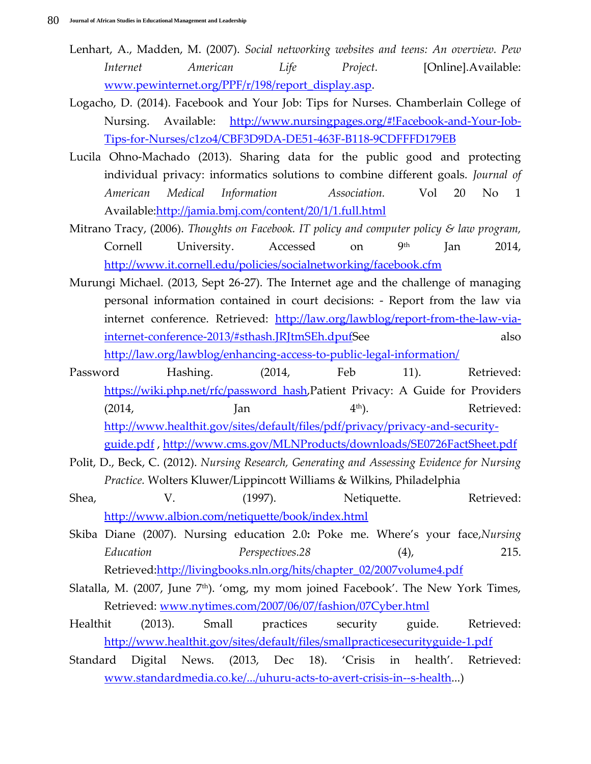Lenhart, A., Madden, M. (2007). *Social networking websites and teens: An overview. Pew Internet American Life Project.* [Online].Available: www.pewinternet.org/PPF/r/198/report_display.asp.

Logacho, D. (2014). Facebook and Your Job: Tips for Nurses. Chamberlain College of Nursing. Available: http://www.nursingpages.org/#!Facebook-and-Your-Job-Tips-for-Nurses/c1zo4/CBF3D9DA-DE51-463F-B118-9CDFFFD179EB

Lucila Ohno-Machado (2013). Sharing data for the public good and protecting individual privacy: informatics solutions to combine different goals. *Journal of American Medical Information Association.* Vol 20 No 1 Available:http://jamia.bmj.com/content/20/1/1.full.html

Mitrano Tracy, (2006). *Thoughts on Facebook. IT policy and computer policy & law program,* Cornell University. Accessed on 9th Jan 2014, http://www.it.cornell.edu/policies/socialnetworking/facebook.cfm

Murungi Michael. (2013, Sept 26-27). The Internet age and the challenge of managing personal information contained in court decisions: - Report from the law via internet conference. Retrieved: http://law.org/lawblog/report-from-the-law-via-internet-conference-2013/#sthash.JRJtmSEh.dpufSee also http://law.org/lawblog/enhancing-access-to-public-legal-information/

Password Hashing. (2014, Feb 11). Retrieved: https://wiki.php.net/rfc/password_hash,Patient Privacy: A Guide for Providers (2014, Jan 4th). Retrieved: http://www.healthit.gov/sites/default/files/pdf/privacy/privacy-and-security-guide.pdf , http://www.cms.gov/MLNProducts/downloads/SE0726FactSheet.pdf

Polit, D., Beck, C. (2012). *Nursing Research, Generating and Assessing Evidence for Nursing Practice.* Wolters Kluwer/Lippincott Williams & Wilkins, Philadelphia

Shea, V. (1997). Netiquette. Retrieved: http://www.albion.com/netiquette/book/index.html

Skiba Diane (2007). Nursing education 2.0**:** Poke me. Where's your face,*Nursing Education Perspectives.28* (4), 215. Retrieved:http://livingbooks.nln.org/hits/chapter_02/2007volume4.pdf

Slatalla, M. (2007, June 7th). 'omg, my mom joined Facebook'. The New York Times, Retrieved: www.nytimes.com/2007/06/07/fashion/07Cyber.html

Healthit (2013). Small practices security guide. Retrieved: http://www.healthit.gov/sites/default/files/smallpracticesecurityguide-1.pdf

Standard Digital News. (2013, Dec 18). 'Crisis in health'. Retrieved: www.standardmedia.co.ke/.../uhuru-acts-to-avert-crisis-in--s-health...)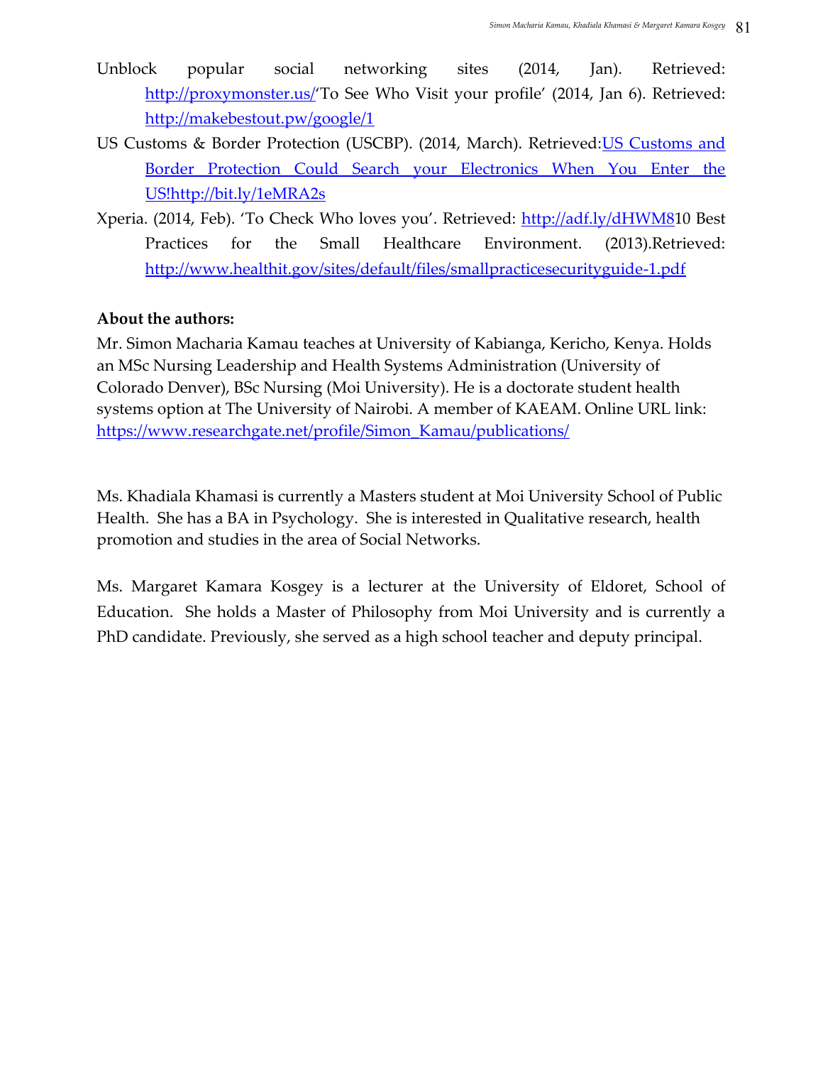Unblock popular social networking sites (2014, Jan). Retrieved: http://proxymonster.us/'To See Who Visit your profile' (2014, Jan 6). Retrieved: http://makebestout.pw/google/1

US Customs & Border Protection (USCBP). (2014, March). Retrieved:US Customs and Border Protection Could Search your Electronics When You Enter the US!http://bit.ly/1eMRA2s

Xperia. (2014, Feb). 'To Check Who loves you'. Retrieved: http://adf.ly/dHWM810 Best Practices for the Small Healthcare Environment. (2013).Retrieved: http://www.healthit.gov/sites/default/files/smallpracticesecurityguide-1.pdf

**About the authors:**

Mr. Simon Macharia Kamau teaches at University of Kabianga, Kericho, Kenya. Holds an MSc Nursing Leadership and Health Systems Administration (University of Colorado Denver), BSc Nursing (Moi University). He is a doctorate student health systems option at The University of Nairobi. A member of KAEAM. Online URL link: https://www.researchgate.net/profile/Simon_Kamau/publications/

Ms. Khadiala Khamasi is currently a Masters student at Moi University School of Public Health. She has a BA in Psychology. She is interested in Qualitative research, health promotion and studies in the area of Social Networks.

Ms. Margaret Kamara Kosgey is a lecturer at the University of Eldoret, School of Education. She holds a Master of Philosophy from Moi University and is currently a PhD candidate. Previously, she served as a high school teacher and deputy principal.